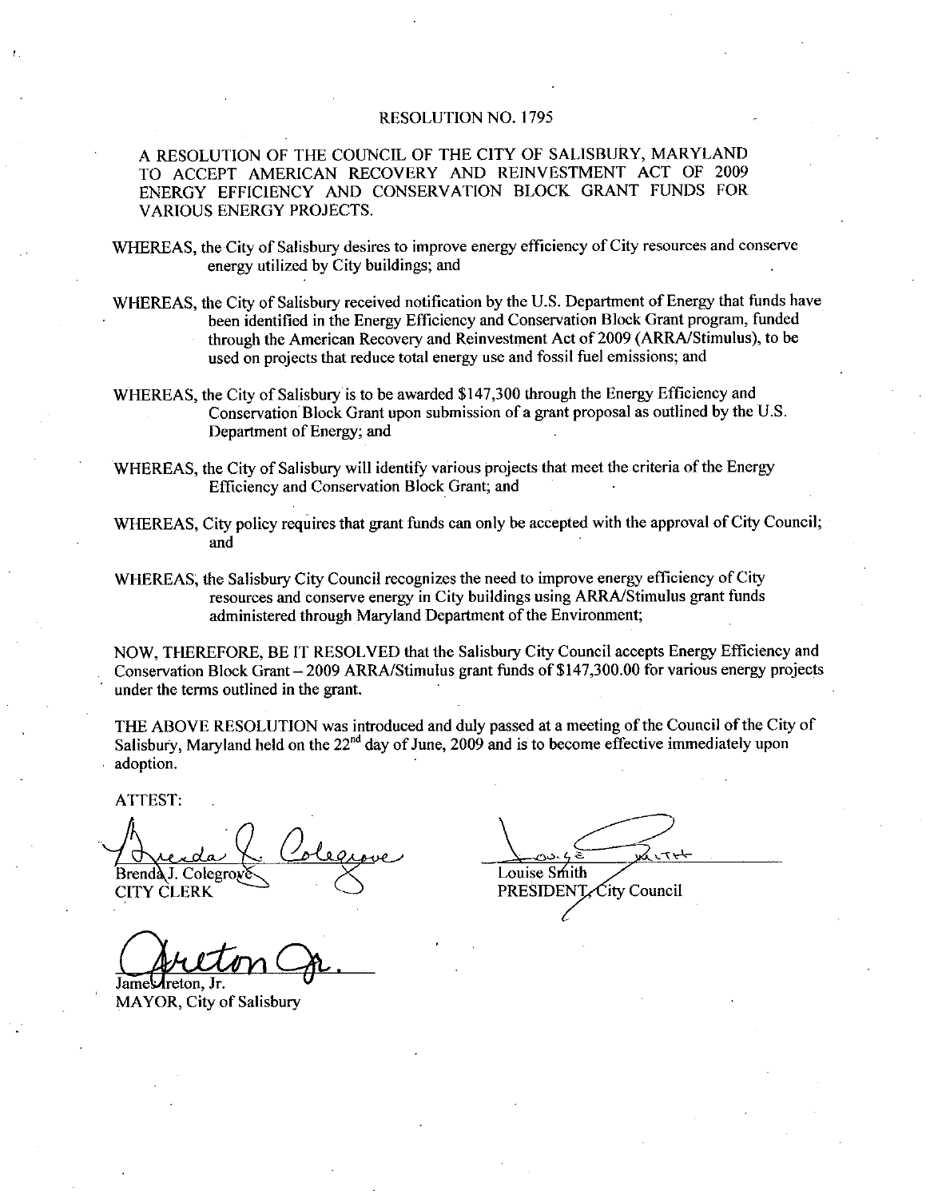# RESOLUTION NO. 1795

A RESOLUTION OF THE COUNCIL OF THE CITY OF SALISBURY, MARYLAND TO ACCEPT AMERICAN RECOVERY AND REINVESTMENT ACT OF 2009 ENERGY EFFICIENCY AND CONSERVATION BLOCK GRANT FUNDS FOR VARIOUS ENERGY PROJECTS.

WHEREAS, the City of Salisbury desires to improve energy efficiency of City resources and conserve energy utilized by City buildings; and

WHEREAS, the City of Salisbury received notification by the U.S. Department of Energy that funds have been identified in the Energy Efficiency and Conservation Block Grant program, funded through the American Recovery and Reinvestment Act of 2009 (ARRA/Stimulus), to be used on projects that reduce total energy use and fossil fuel emissions; and

WHEREAS, the City of Salisbury is to be awarded $147,300 through the Energy Efficiency and Conservation Block Grant upon submission of a grant proposal as outlined by the U.S. Department of Energy; and

WHEREAS, the City of Salisbury will identify various projects that meet the criteria of the Energy Efficiency and Conservation Block Grant; and

WHEREAS, City policy requires that grant funds can only be accepted with the approval of City Council; and

WHEREAS, the Salisbury City Council recognizes the need to improve energy efficiency of City resources and conserve energy in City buildings using ARRA/Stimulus grant funds administered through Maryland Department of the Environment;

NOW, THEREFORE, BE IT RESOLVED that the Salisbury City Council accepts Energy Efficiency and Conservation Block Grant – 2009 ARRA/Stimulus grant funds of $147,300.00 for various energy projects under the terms outlined in the grant.

THE ABOVE RESOLUTION was introduced and duly passed at a meeting of the Council of the City of Salisbury, Maryland held on the 22nd day of June, 2009 and is to become effective immediately upon adoption.

ATTEST:

Brenda J. Colegrove
CITY CLERK

Louise Smith
PRESIDENT, City Council

James Ireton, Jr.
MAYOR, City of Salisbury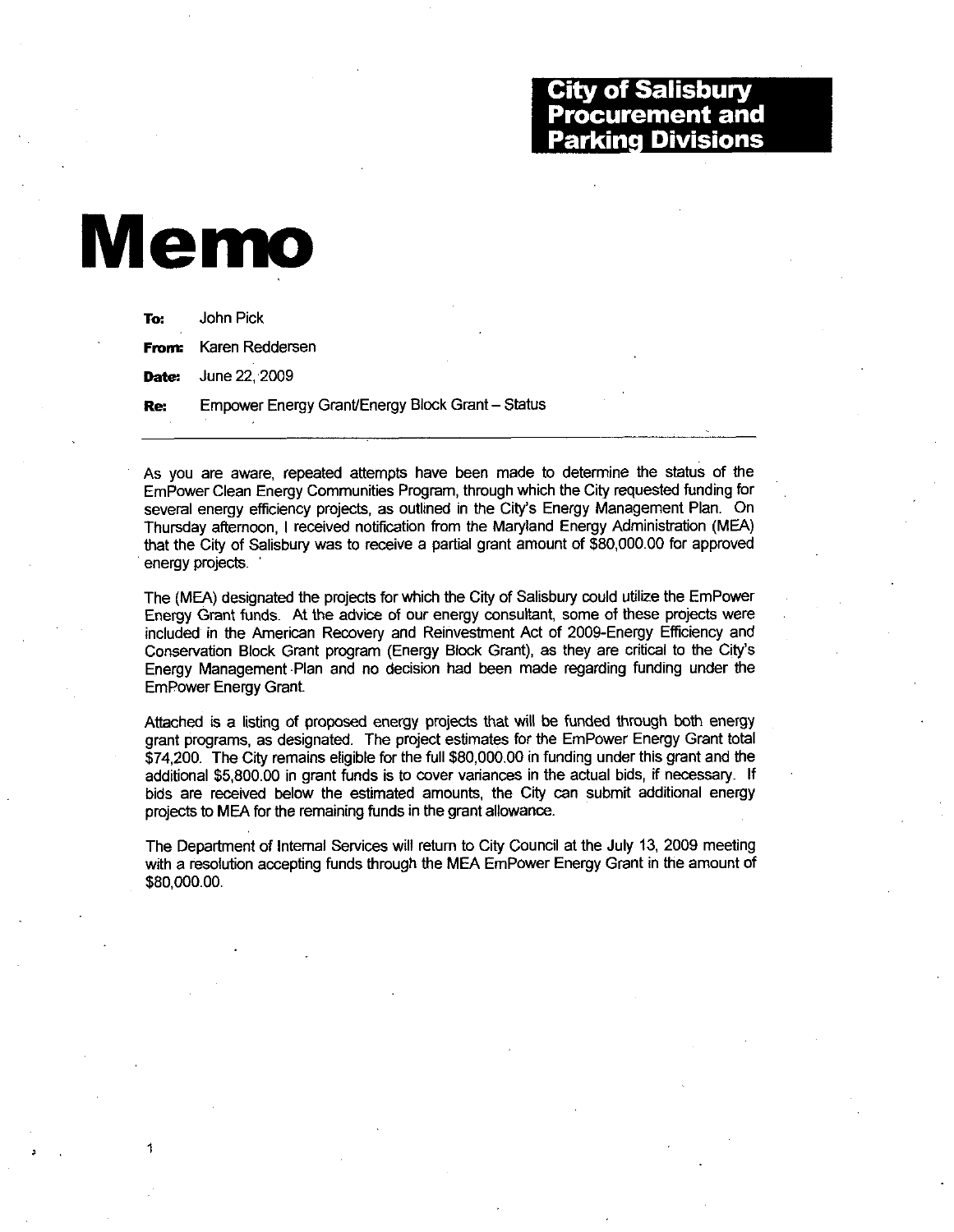**City of Salisbury**
**Procurement and Parking Divisions**

# Memo

**To:** John Pick

**From:** Karen Reddersen

**Date:** June 22, 2009

**Re:** Empower Energy Grant/Energy Block Grant – Status

---

As you are aware, repeated attempts have been made to determine the status of the EmPower Clean Energy Communities Program, through which the City requested funding for several energy efficiency projects, as outlined in the City's Energy Management Plan. On Thursday afternoon, I received notification from the Maryland Energy Administration (MEA) that the City of Salisbury was to receive a partial grant amount of $80,000.00 for approved energy projects.

The (MEA) designated the projects for which the City of Salisbury could utilize the EmPower Energy Grant funds. At the advice of our energy consultant, some of these projects were included in the American Recovery and Reinvestment Act of 2009-Energy Efficiency and Conservation Block Grant program (Energy Block Grant), as they are critical to the City's Energy Management Plan and no decision had been made regarding funding under the EmPower Energy Grant.

Attached is a listing of proposed energy projects that will be funded through both energy grant programs, as designated. The project estimates for the EmPower Energy Grant total $74,200. The City remains eligible for the full $80,000.00 in funding under this grant and the additional $5,800.00 in grant funds is to cover variances in the actual bids, if necessary. If bids are received below the estimated amounts, the City can submit additional energy projects to MEA for the remaining funds in the grant allowance.

The Department of Internal Services will return to City Council at the July 13, 2009 meeting with a resolution accepting funds through the MEA EmPower Energy Grant in the amount of $80,000.00.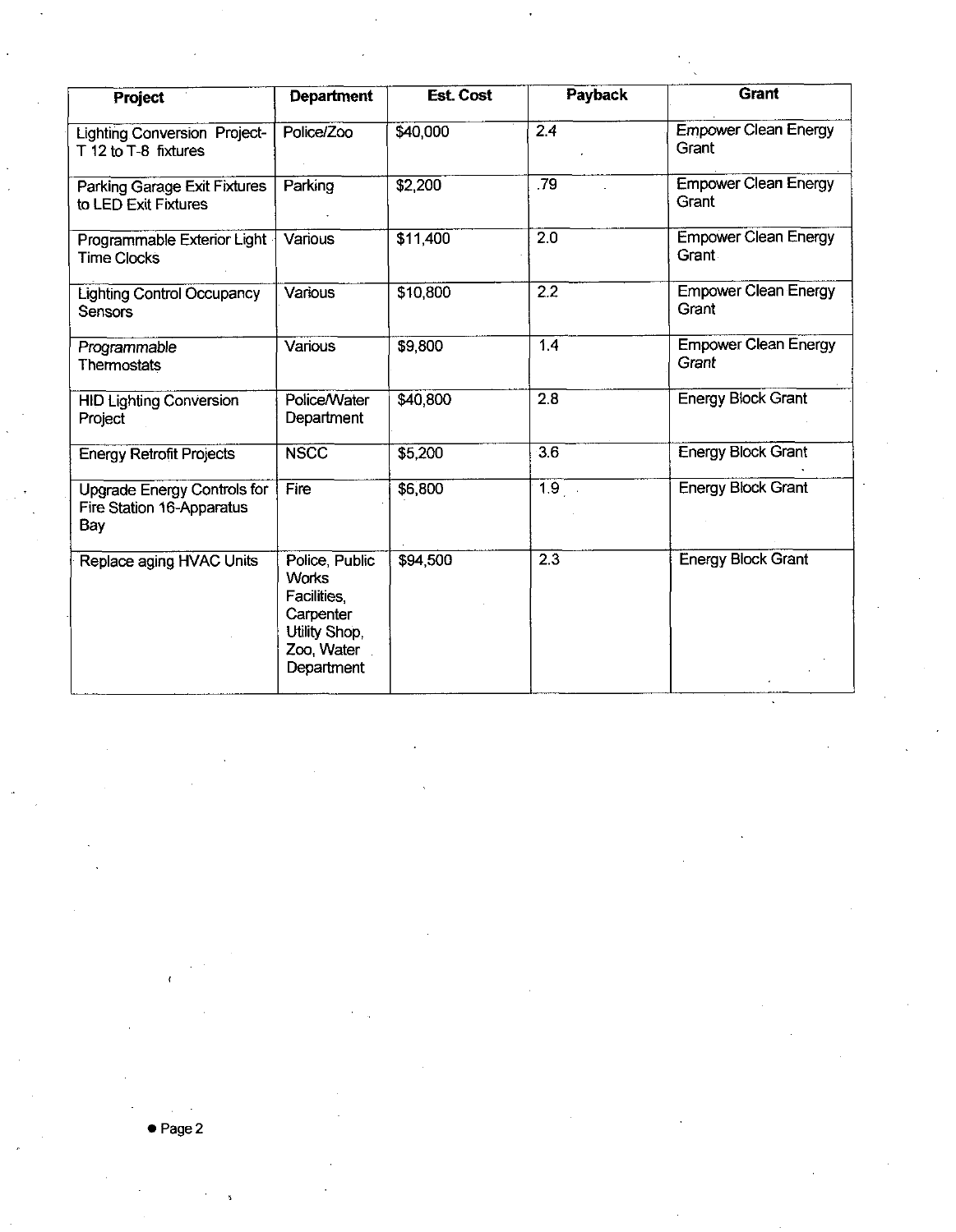| Project | Department | Est. Cost | Payback | Grant |
| --- | --- | --- | --- | --- |
| Lighting Conversion Project- T 12 to T-8 fixtures | Police/Zoo | $40,000 | 2.4 | Empower Clean Energy Grant |
| Parking Garage Exit Fixtures to LED Exit Fixtures | Parking | $2,200 | .79 | Empower Clean Energy Grant |
| Programmable Exterior Light Time Clocks | Various | $11,400 | 2.0 | Empower Clean Energy Grant |
| Lighting Control Occupancy Sensors | Various | $10,800 | 2.2 | Empower Clean Energy Grant |
| *Programmable* Thermostats | Various | $9,800 | 1.4 | Empower Clean Energy *Grant* |
| HID Lighting Conversion Project | Police/Water Department | $40,800 | 2.8 | Energy Block Grant |
| Energy Retrofit Projects | NSCC | $5,200 | 3.6 | Energy Block Grant |
| Upgrade Energy Controls for Fire Station 16-Apparatus Bay | Fire | $6,800 | 1.9 | Energy Block Grant |
| Replace aging HVAC Units | Police, Public Works Facilities, Carpenter Utility Shop, Zoo, Water Department | $94,500 | 2.3 | Energy Block Grant |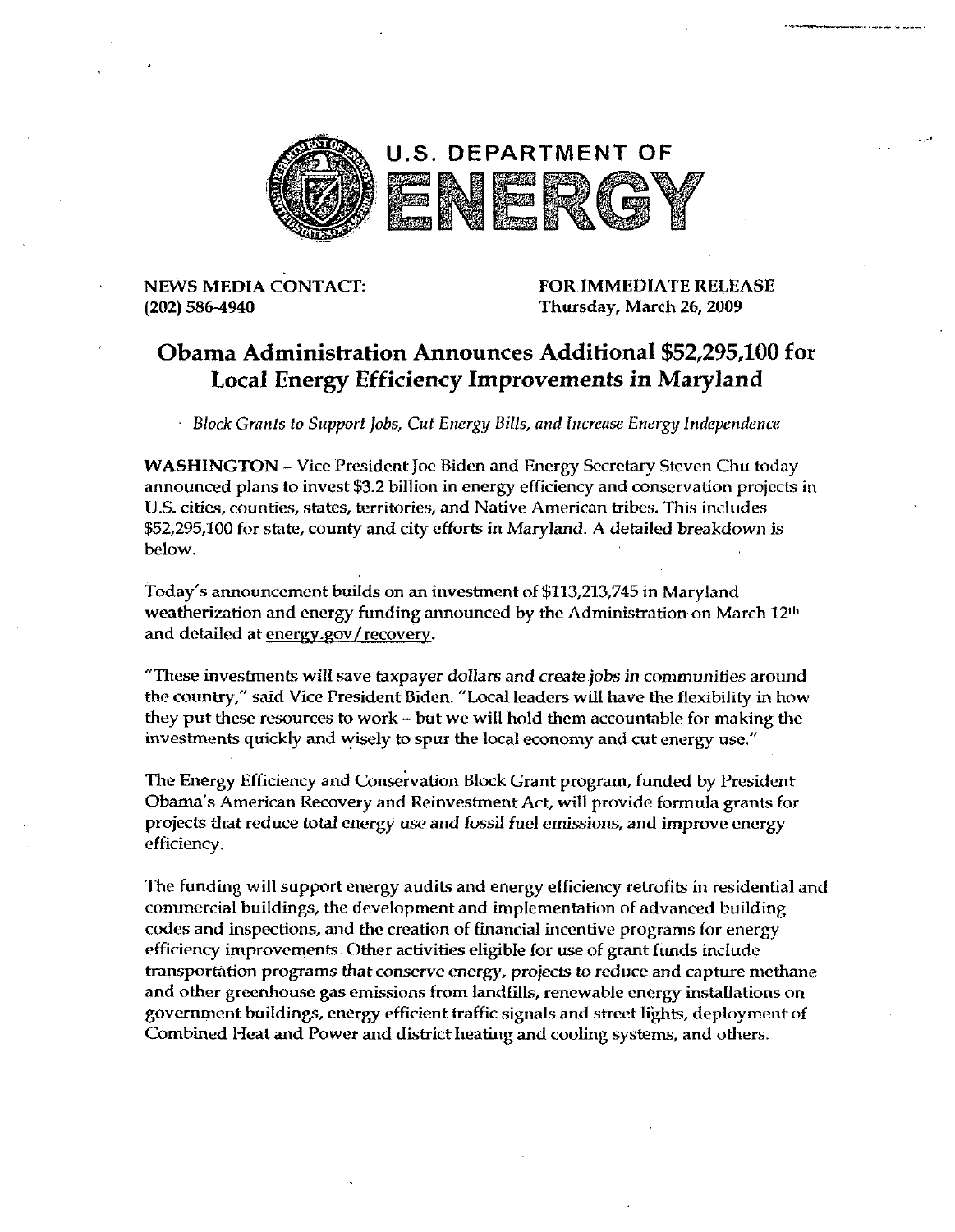U.S. DEPARTMENT OF

ENERGY

**NEWS MEDIA CONTACT:**
**(202) 586-4940**

**FOR IMMEDIATE RELEASE**
**Thursday, March 26, 2009**

# Obama Administration Announces Additional $52,295,100 for Local Energy Efficiency Improvements in Maryland

*Block Grants to Support Jobs, Cut Energy Bills, and Increase Energy Independence*

**WASHINGTON** – Vice President Joe Biden and Energy Secretary Steven Chu today announced plans to invest $3.2 billion in energy efficiency and conservation projects in U.S. cities, counties, states, territories, and Native American tribes. This includes $52,295,100 for state, county and city efforts in Maryland. A detailed breakdown is below.

Today's announcement builds on an investment of $113,213,745 in Maryland weatherization and energy funding announced by the Administration on March 12th and detailed at energy.gov/recovery.

"These investments will save taxpayer dollars and create jobs in communities around the country," said Vice President Biden. "Local leaders will have the flexibility in how they put these resources to work – but we will hold them accountable for making the investments quickly and wisely to spur the local economy and cut energy use."

The Energy Efficiency and Conservation Block Grant program, funded by President Obama's American Recovery and Reinvestment Act, will provide formula grants for projects that reduce total energy use and fossil fuel emissions, and improve energy efficiency.

The funding will support energy audits and energy efficiency retrofits in residential and commercial buildings, the development and implementation of advanced building codes and inspections, and the creation of financial incentive programs for energy efficiency improvements. Other activities eligible for use of grant funds include transportation programs that conserve energy, projects to reduce and capture methane and other greenhouse gas emissions from landfills, renewable energy installations on government buildings, energy efficient traffic signals and street lights, deployment of Combined Heat and Power and district heating and cooling systems, and others.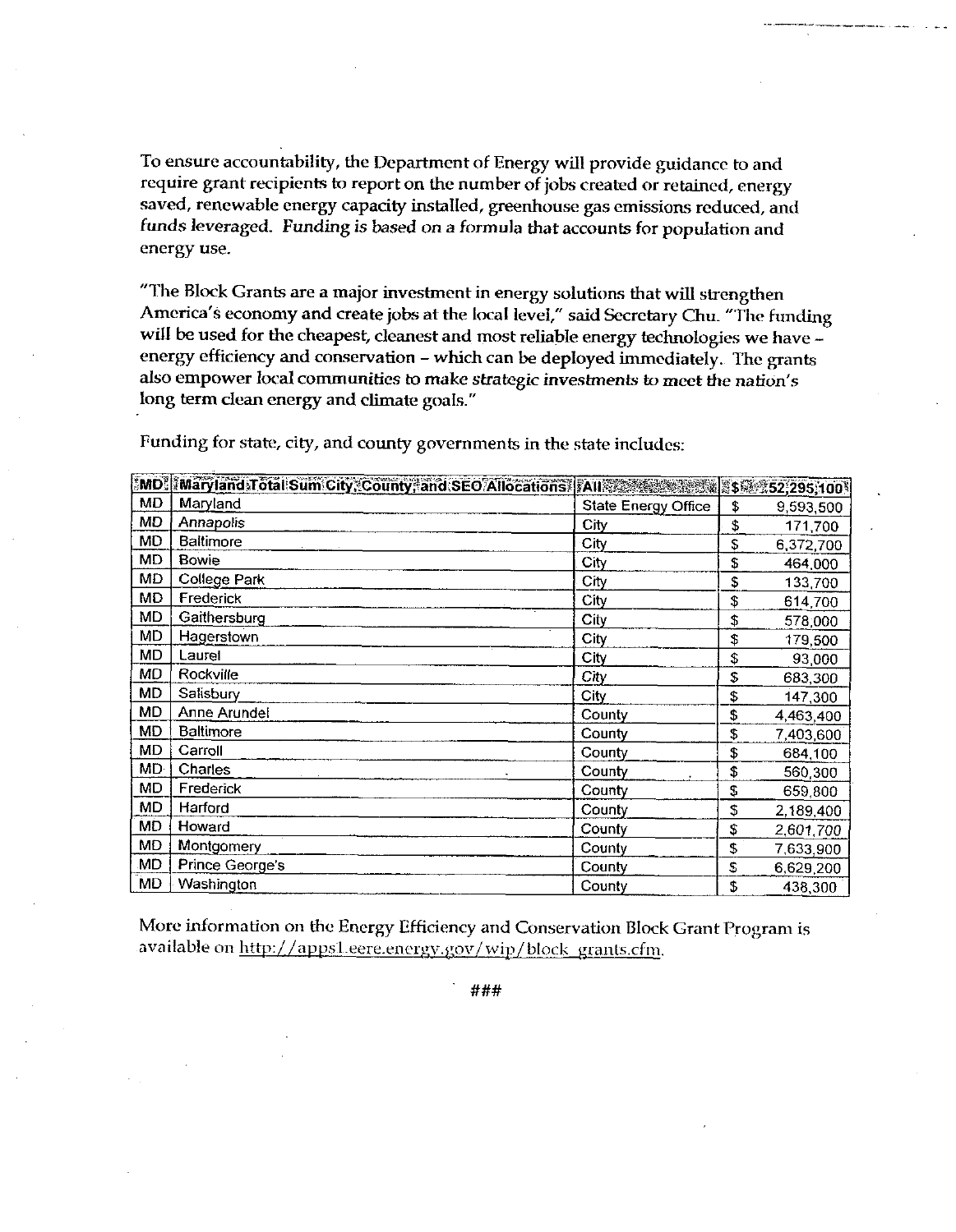To ensure accountability, the Department of Energy will provide guidance to and require grant recipients to report on the number of jobs created or retained, energy saved, renewable energy capacity installed, greenhouse gas emissions reduced, and *funds leveraged. Funding is based on a formula that accounts for population and energy use.*

"The Block Grants are a major investment in energy solutions that will strengthen America's economy and create jobs at the local level," said Secretary Chu. "The funding will be used for the cheapest, cleanest and most reliable energy technologies we have – energy efficiency and conservation – which can be deployed immediately. The grants also empower local communities to make strategic investments to meet the nation's long term clean energy and climate goals."

Funding for state, city, and county governments in the state includes:

| MD | Maryland Total Sum City, County, and SEO Allocations | All | $ 52,295,100 |
|---|---|---|---|
| MD | Maryland | State Energy Office | $ 9,593,500 |
| MD | Annapolis | City | $ 171,700 |
| MD | Baltimore | City | $ 6,372,700 |
| MD | Bowie | City | $ 464,000 |
| MD | College Park | City | $ 133,700 |
| MD | Frederick | City | $ 614,700 |
| MD | Gaithersburg | City | $ 578,000 |
| MD | Hagerstown | City | $ 179,500 |
| MD | Laurel | City | $ 93,000 |
| MD | Rockville | City | $ 683,300 |
| MD | Salisbury | City | $ 147,300 |
| MD | Anne Arundel | County | $ 4,463,400 |
| MD | Baltimore | County | $ 7,403,600 |
| MD | Carroll | County | $ 684,100 |
| MD | Charles | County | $ 560,300 |
| MD | Frederick | County | $ 659,800 |
| MD | Harford | County | $ 2,189,400 |
| MD | Howard | County | $ 2,601,700 |
| MD | Montgomery | County | $ 7,633,900 |
| MD | Prince George's | County | $ 6,629,200 |
| MD | Washington | County | $ 438,300 |

More information on the Energy Efficiency and Conservation Block Grant Program is available on http://apps1.eere.energy.gov/wip/block_grants.cfm.

###